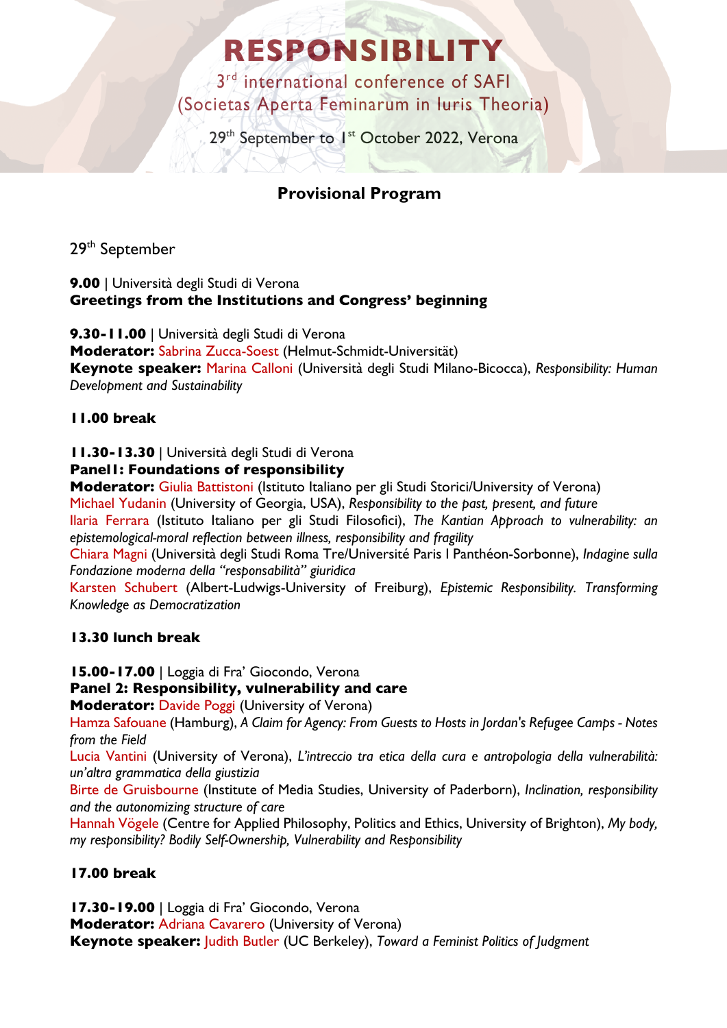# RESPONSIBILITY

3rd international conference of SAFI
(Societas Aperta Feminarum in Iuris Theoria)

29th September to 1st October 2022, Verona

## Provisional Program

29th September

**9.00** | Università degli Studi di Verona
**Greetings from the Institutions and Congress' beginning**

**9.30-11.00** | Università degli Studi di Verona
**Moderator:** Sabrina Zucca-Soest (Helmut-Schmidt-Universität)
**Keynote speaker:** Marina Calloni (Università degli Studi Milano-Bicocca), *Responsibility: Human Development and Sustainability*

**11.00 break**

**11.30-13.30** | Università degli Studi di Verona
**Panel1: Foundations of responsibility**
**Moderator:** Giulia Battistoni (Istituto Italiano per gli Studi Storici/University of Verona)
Michael Yudanin (University of Georgia, USA), *Responsibility to the past, present, and future*
Ilaria Ferrara (Istituto Italiano per gli Studi Filosofici), *The Kantian Approach to vulnerability: an epistemological-moral reflection between illness, responsibility and fragility*
Chiara Magni (Università degli Studi Roma Tre/Université Paris I Panthéon-Sorbonne), *Indagine sulla Fondazione moderna della "responsabilità" giuridica*
Karsten Schubert (Albert-Ludwigs-University of Freiburg), *Epistemic Responsibility. Transforming Knowledge as Democratization*

**13.30 lunch break**

**15.00-17.00** | Loggia di Fra' Giocondo, Verona
**Panel 2: Responsibility, vulnerability and care**
**Moderator:** Davide Poggi (University of Verona)
Hamza Safouane (Hamburg), *A Claim for Agency: From Guests to Hosts in Jordan's Refugee Camps - Notes from the Field*
Lucia Vantini (University of Verona), *L'intreccio tra etica della cura e antropologia della vulnerabilità: un'altra grammatica della giustizia*
Birte de Gruisbourne (Institute of Media Studies, University of Paderborn), *Inclination, responsibility and the autonomizing structure of care*
Hannah Vögele (Centre for Applied Philosophy, Politics and Ethics, University of Brighton), *My body, my responsibility? Bodily Self-Ownership, Vulnerability and Responsibility*

**17.00 break**

**17.30-19.00** | Loggia di Fra' Giocondo, Verona
**Moderator:** Adriana Cavarero (University of Verona)
**Keynote speaker:** Judith Butler (UC Berkeley), *Toward a Feminist Politics of Judgment*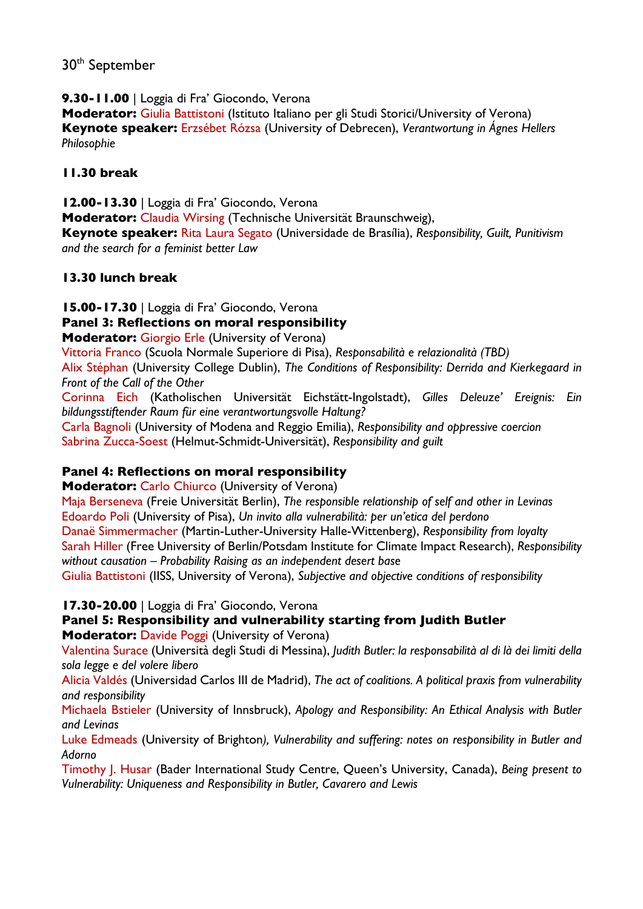30th September

**9.30-11.00** | Loggia di Fra' Giocondo, Verona
**Moderator:** Giulia Battistoni (Istituto Italiano per gli Studi Storici/University of Verona)
**Keynote speaker:** Erzsébet Rózsa (University of Debrecen), *Verantwortung in Ágnes Hellers Philosophie*

**11.30 break**

**12.00-13.30** | Loggia di Fra' Giocondo, Verona
**Moderator:** Claudia Wirsing (Technische Universität Braunschweig),
**Keynote speaker:** Rita Laura Segato (Universidade de Brasília), *Responsibility, Guilt, Punitivism and the search for a feminist better Law*

**13.30 lunch break**

**15.00-17.30** | Loggia di Fra' Giocondo, Verona
**Panel 3: Reflections on moral responsibility**
**Moderator:** Giorgio Erle (University of Verona)
Vittoria Franco (Scuola Normale Superiore di Pisa), *Responsabilità e relazionalità (TBD)*
Alix Stéphan (University College Dublin), *The Conditions of Responsibility: Derrida and Kierkegaard in Front of the Call of the Other*
Corinna Eich (Katholischen Universität Eichstätt-Ingolstadt), *Gilles Deleuze' Ereignis: Ein bildungsstiftender Raum für eine verantwortungsvolle Haltung?*
Carla Bagnoli (University of Modena and Reggio Emilia), *Responsibility and oppressive coercion*
Sabrina Zucca-Soest (Helmut-Schmidt-Universität), *Responsibility and guilt*

**Panel 4: Reflections on moral responsibility**
**Moderator:** Carlo Chiurco (University of Verona)
Maja Berseneva (Freie Universität Berlin), *The responsible relationship of self and other in Levinas*
Edoardo Poli (University of Pisa), *Un invito alla vulnerabilità: per un'etica del perdono*
Danaë Simmermacher (Martin-Luther-University Halle-Wittenberg), *Responsibility from loyalty*
Sarah Hiller (Free University of Berlin/Potsdam Institute for Climate Impact Research), *Responsibility without causation – Probability Raising as an independent desert base*
Giulia Battistoni (IISS, University of Verona), *Subjective and objective conditions of responsibility*

**17.30-20.00** | Loggia di Fra' Giocondo, Verona
**Panel 5: Responsibility and vulnerability starting from Judith Butler**
**Moderator:** Davide Poggi (University of Verona)
Valentina Surace (Università degli Studi di Messina), *Judith Butler: la responsabilità al di là dei limiti della sola legge e del volere libero*
Alicia Valdés (Universidad Carlos III de Madrid), *The act of coalitions. A political praxis from vulnerability and responsibility*
Michaela Bstieler (University of Innsbruck), *Apology and Responsibility: An Ethical Analysis with Butler and Levinas*
Luke Edmeads (University of Brighton), *Vulnerability and suffering: notes on responsibility in Butler and Adorno*
Timothy J. Husar (Bader International Study Centre, Queen's University, Canada), *Being present to Vulnerability: Uniqueness and Responsibility in Butler, Cavarero and Lewis*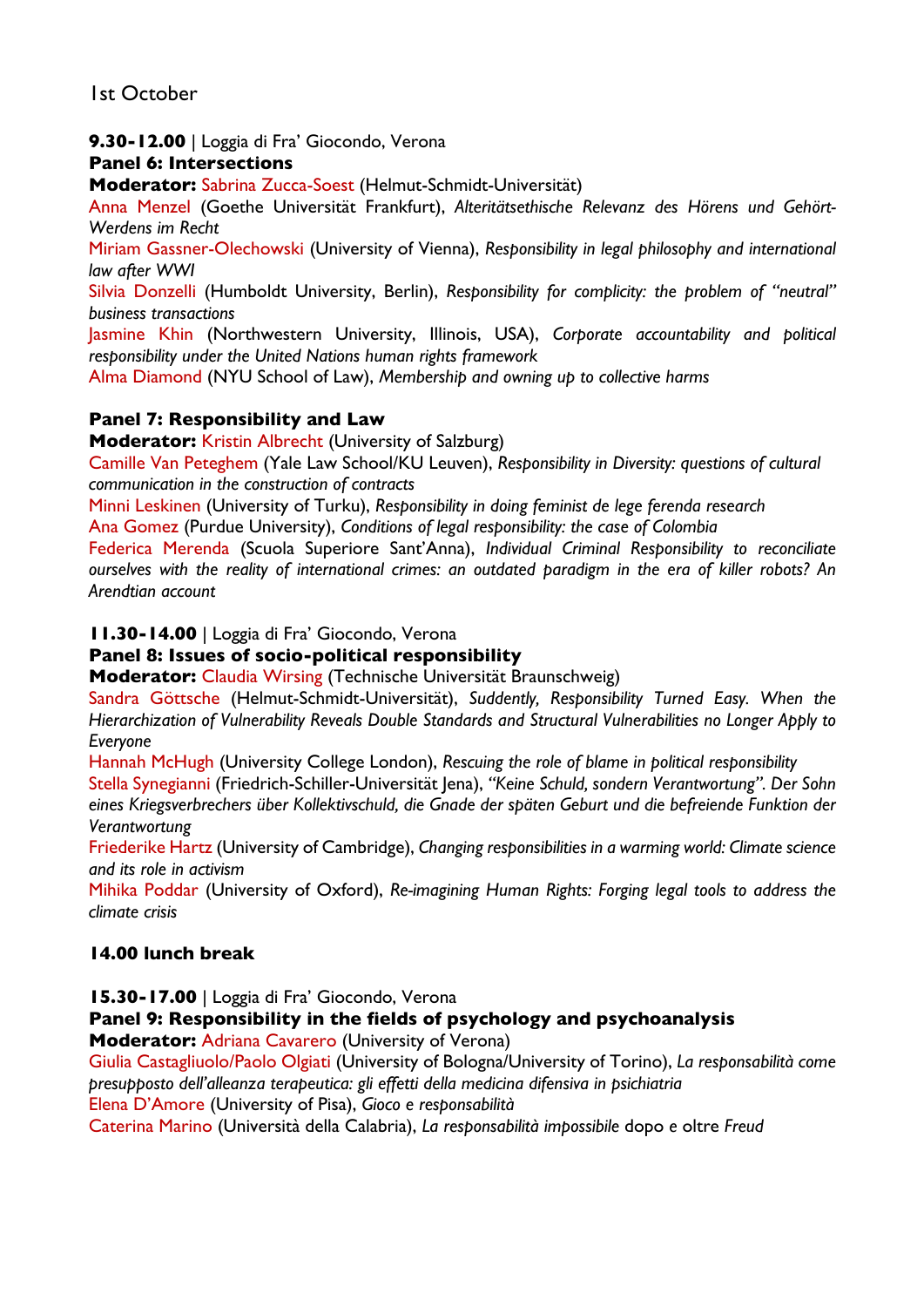# 1st October

**9.30-12.00** | Loggia di Fra' Giocondo, Verona

**Panel 6: Intersections**

**Moderator:** Sabrina Zucca-Soest (Helmut-Schmidt-Universität)

Anna Menzel (Goethe Universität Frankfurt), *Alteritätsethische Relevanz des Hörens und Gehört-Werdens im Recht*

Miriam Gassner-Olechowski (University of Vienna), *Responsibility in legal philosophy and international law after WWI*

Silvia Donzelli (Humboldt University, Berlin), *Responsibility for complicity: the problem of "neutral" business transactions*

Jasmine Khin (Northwestern University, Illinois, USA), *Corporate accountability and political responsibility under the United Nations human rights framework*

Alma Diamond (NYU School of Law), *Membership and owning up to collective harms*

**Panel 7: Responsibility and Law**

**Moderator:** Kristin Albrecht (University of Salzburg)

Camille Van Peteghem (Yale Law School/KU Leuven), *Responsibility in Diversity: questions of cultural communication in the construction of contracts*

Minni Leskinen (University of Turku), *Responsibility in doing feminist de lege ferenda research*

Ana Gomez (Purdue University), *Conditions of legal responsibility: the case of Colombia*

Federica Merenda (Scuola Superiore Sant'Anna), *Individual Criminal Responsibility to reconciliate ourselves with the reality of international crimes: an outdated paradigm in the era of killer robots? An Arendtian account*

**11.30-14.00** | Loggia di Fra' Giocondo, Verona

**Panel 8: Issues of socio-political responsibility**

**Moderator:** Claudia Wirsing (Technische Universität Braunschweig)

Sandra Göttsche (Helmut-Schmidt-Universität), *Suddently, Responsibility Turned Easy. When the Hierarchization of Vulnerability Reveals Double Standards and Structural Vulnerabilities no Longer Apply to Everyone*

Hannah McHugh (University College London), *Rescuing the role of blame in political responsibility*

Stella Synegianni (Friedrich-Schiller-Universität Jena), *"Keine Schuld, sondern Verantwortung". Der Sohn eines Kriegsverbrechers über Kollektivschuld, die Gnade der späten Geburt und die befreiende Funktion der Verantwortung*

Friederike Hartz (University of Cambridge), *Changing responsibilities in a warming world: Climate science and its role in activism*

Mihika Poddar (University of Oxford), *Re-imagining Human Rights: Forging legal tools to address the climate crisis*

**14.00 lunch break**

**15.30-17.00** | Loggia di Fra' Giocondo, Verona

**Panel 9: Responsibility in the fields of psychology and psychoanalysis**

**Moderator:** Adriana Cavarero (University of Verona)

Giulia Castagliuolo/Paolo Olgiati (University of Bologna/University of Torino), *La responsabilità come presupposto dell'alleanza terapeutica: gli effetti della medicina difensiva in psichiatria*

Elena D'Amore (University of Pisa), *Gioco e responsabilità*

Caterina Marino (Università della Calabria), *La responsabilità impossibile* dopo e oltre *Freud*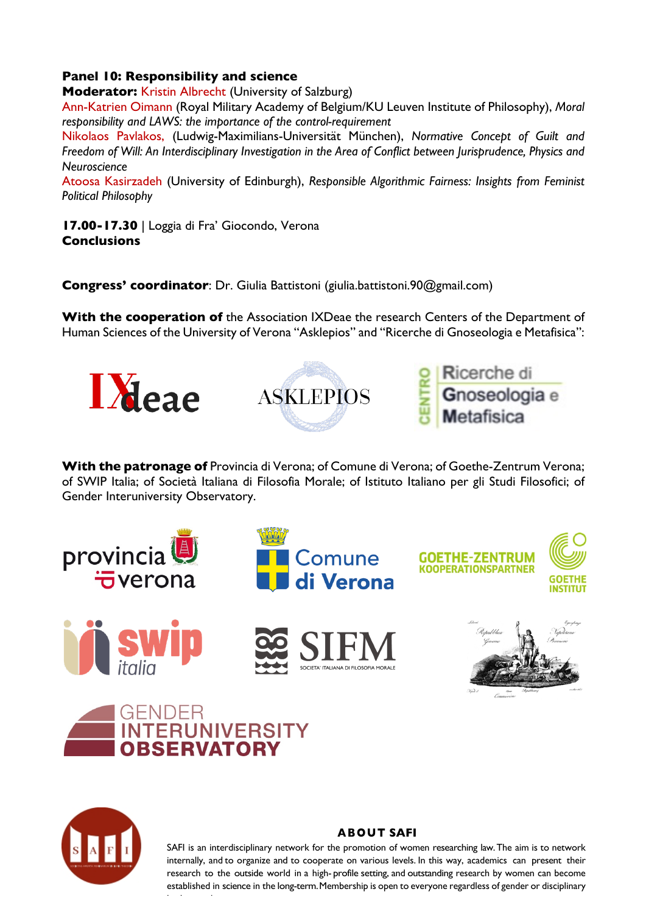**Panel 10: Responsibility and science**
**Moderator:** Kristin Albrecht (University of Salzburg)
Ann-Katrien Oimann (Royal Military Academy of Belgium/KU Leuven Institute of Philosophy), *Moral responsibility and LAWS: the importance of the control-requirement*
Nikolaos Pavlakos, (Ludwig-Maximilians-Universität München), *Normative Concept of Guilt and Freedom of Will: An Interdisciplinary Investigation in the Area of Conflict between Jurisprudence, Physics and Neuroscience*
Atoosa Kasirzadeh (University of Edinburgh), *Responsible Algorithmic Fairness: Insights from Feminist Political Philosophy*

**17.00-17.30** | Loggia di Fra' Giocondo, Verona
**Conclusions**

**Congress' coordinator**: Dr. Giulia Battistoni (giulia.battistoni.90@gmail.com)

**With the cooperation of** the Association IXDeae the research Centers of the Department of Human Sciences of the University of Verona "Asklepios" and "Ricerche di Gnoseologia e Metafisica":

IXdeae

ASKLEPIOS

CENTRO Ricerche di Gnoseologia e Metafisica

**With the patronage of** Provincia di Verona; of Comune di Verona; of Goethe-Zentrum Verona; of SWIP Italia; of Società Italiana di Filosofia Morale; of Istituto Italiano per gli Studi Filosofici; of Gender Interuniversity Observatory.

provincia di verona

Comune di Verona

GOETHE-ZENTRUM KOOPERATIONSPARTNER GOETHE INSTITUT

swip italia

SIFM SOCIETA' ITALIANA DI FILOSOFIA MORALE

GENDER INTERUNIVERSITY OBSERVATORY

S A F I

**ABOUT SAFI**

SAFI is an interdisciplinary network for the promotion of women researching law. The aim is to network internally, and to organize and to cooperate on various levels. In this way, academics can present their research to the outside world in a high-profile setting, and outstanding research by women can become established in science in the long-term. Membership is open to everyone regardless of gender or disciplinary